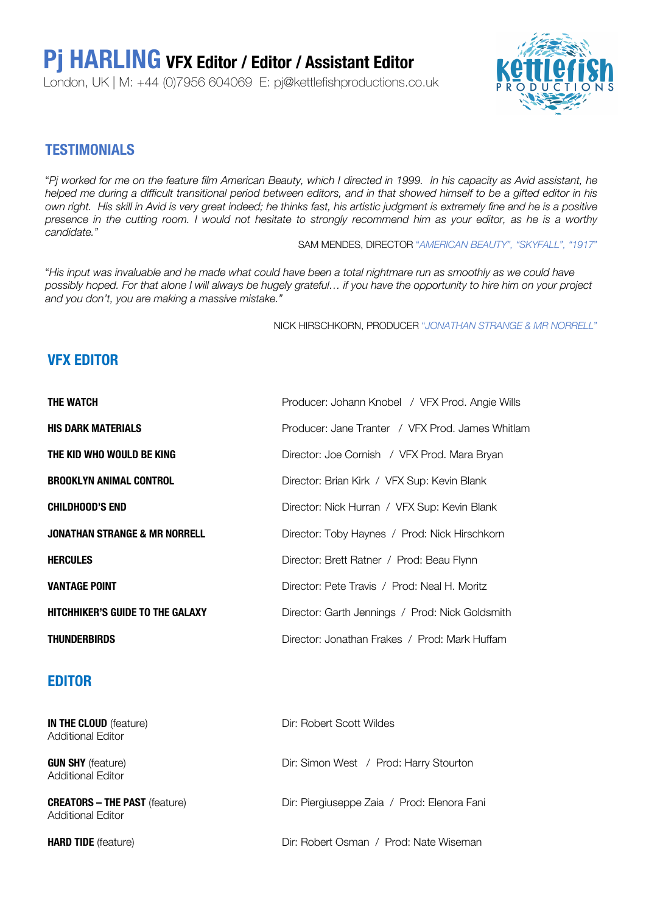# Pj HARLING VFX Editor / Editor / Assistant Editor

London, UK | M: +44 (0)7956 604069 E: pj@kettlefishproductions.co.uk

## TESTIMONIALS

*"Pj worked for me on the feature film American Beauty, which I directed in 1999. In his capacity as Avid assistant, he helped me during a difficult transitional period between editors, and in that showed himself to be a gifted editor in his own right. His skill in Avid is very great indeed; he thinks fast, his artistic judgment is extremely fine and he is a positive presence in the cutting room. I would not hesitate to strongly recommend him as your editor, as he is a worthy candidate."*

SAM MENDES, DIRECTOR *"AMERICAN BEAUTY", "SKYFALL", "1917"*

*"His input was invaluable and he made what could have been a total nightmare run as smoothly as we could have possibly hoped. For that alone I will always be hugely grateful… if you have the opportunity to hire him on your project and you don't, you are making a massive mistake."*

NICK HIRSCHKORN, PRODUCER *"JONATHAN STRANGE & MR NORRELL"*

## VFX EDITOR

| | |
|---|---|
| **THE WATCH** | Producer: Johann Knobel / VFX Prod. Angie Wills |
| **HIS DARK MATERIALS** | Producer: Jane Tranter / VFX Prod. James Whitlam |
| **THE KID WHO WOULD BE KING** | Director: Joe Cornish / VFX Prod. Mara Bryan |
| **BROOKLYN ANIMAL CONTROL** | Director: Brian Kirk / VFX Sup: Kevin Blank |
| **CHILDHOOD'S END** | Director: Nick Hurran / VFX Sup: Kevin Blank |
| **JONATHAN STRANGE & MR NORRELL** | Director: Toby Haynes / Prod: Nick Hirschkorn |
| **HERCULES** | Director: Brett Ratner / Prod: Beau Flynn |
| **VANTAGE POINT** | Director: Pete Travis / Prod: Neal H. Moritz |
| **HITCHHIKER'S GUIDE TO THE GALAXY** | Director: Garth Jennings / Prod: Nick Goldsmith |
| **THUNDERBIRDS** | Director: Jonathan Frakes / Prod: Mark Huffam |

## EDITOR

| | |
|---|---|
| **IN THE CLOUD** (feature)<br>Additional Editor | Dir: Robert Scott Wildes |
| **GUN SHY** (feature)<br>Additional Editor | Dir: Simon West / Prod: Harry Stourton |
| **CREATORS – THE PAST** (feature)<br>Additional Editor | Dir: Piergiuseppe Zaia / Prod: Elenora Fani |
| **HARD TIDE** (feature) | Dir: Robert Osman / Prod: Nate Wiseman |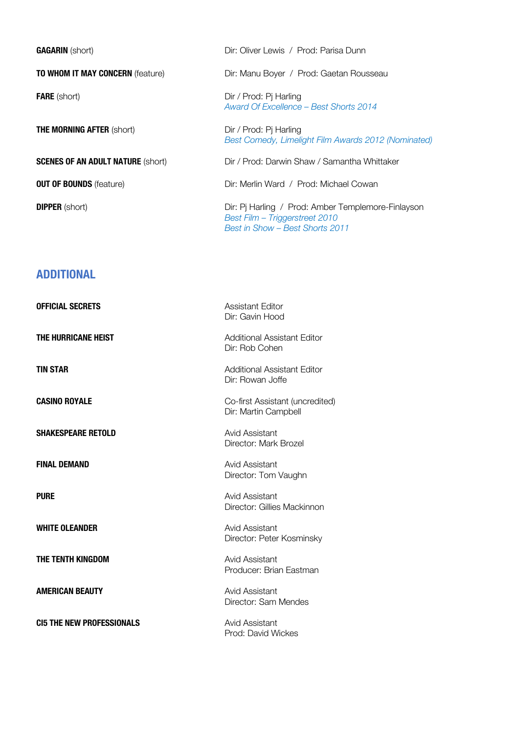| | |
|---|---|
| **GAGARIN** (short) | Dir: Oliver Lewis / Prod: Parisa Dunn |
| **TO WHOM IT MAY CONCERN** (feature) | Dir: Manu Boyer / Prod: Gaetan Rousseau |
| **FARE** (short) | Dir / Prod: Pj Harling<br>*Award Of Excellence – Best Shorts 2014* |
| **THE MORNING AFTER** (short) | Dir / Prod: Pj Harling<br>*Best Comedy, Limelight Film Awards 2012 (Nominated)* |
| **SCENES OF AN ADULT NATURE** (short) | Dir / Prod: Darwin Shaw / Samantha Whittaker |
| **OUT OF BOUNDS** (feature) | Dir: Merlin Ward / Prod: Michael Cowan |
| **DIPPER** (short) | Dir: Pj Harling / Prod: Amber Templemore-Finlayson<br>*Best Film – Triggerstreet 2010*<br>*Best in Show – Best Shorts 2011* |

## ADDITIONAL

| | |
|---|---|
| **OFFICIAL SECRETS** | Assistant Editor<br>Dir: Gavin Hood |
| **THE HURRICANE HEIST** | Additional Assistant Editor<br>Dir: Rob Cohen |
| **TIN STAR** | Additional Assistant Editor<br>Dir: Rowan Joffe |
| **CASINO ROYALE** | Co-first Assistant (uncredited)<br>Dir: Martin Campbell |
| **SHAKESPEARE RETOLD** | Avid Assistant<br>Director: Mark Brozel |
| **FINAL DEMAND** | Avid Assistant<br>Director: Tom Vaughn |
| **PURE** | Avid Assistant<br>Director: Gillies Mackinnon |
| **WHITE OLEANDER** | Avid Assistant<br>Director: Peter Kosminsky |
| **THE TENTH KINGDOM** | Avid Assistant<br>Producer: Brian Eastman |
| **AMERICAN BEAUTY** | Avid Assistant<br>Director: Sam Mendes |
| **CI5 THE NEW PROFESSIONALS** | Avid Assistant<br>Prod: David Wickes |